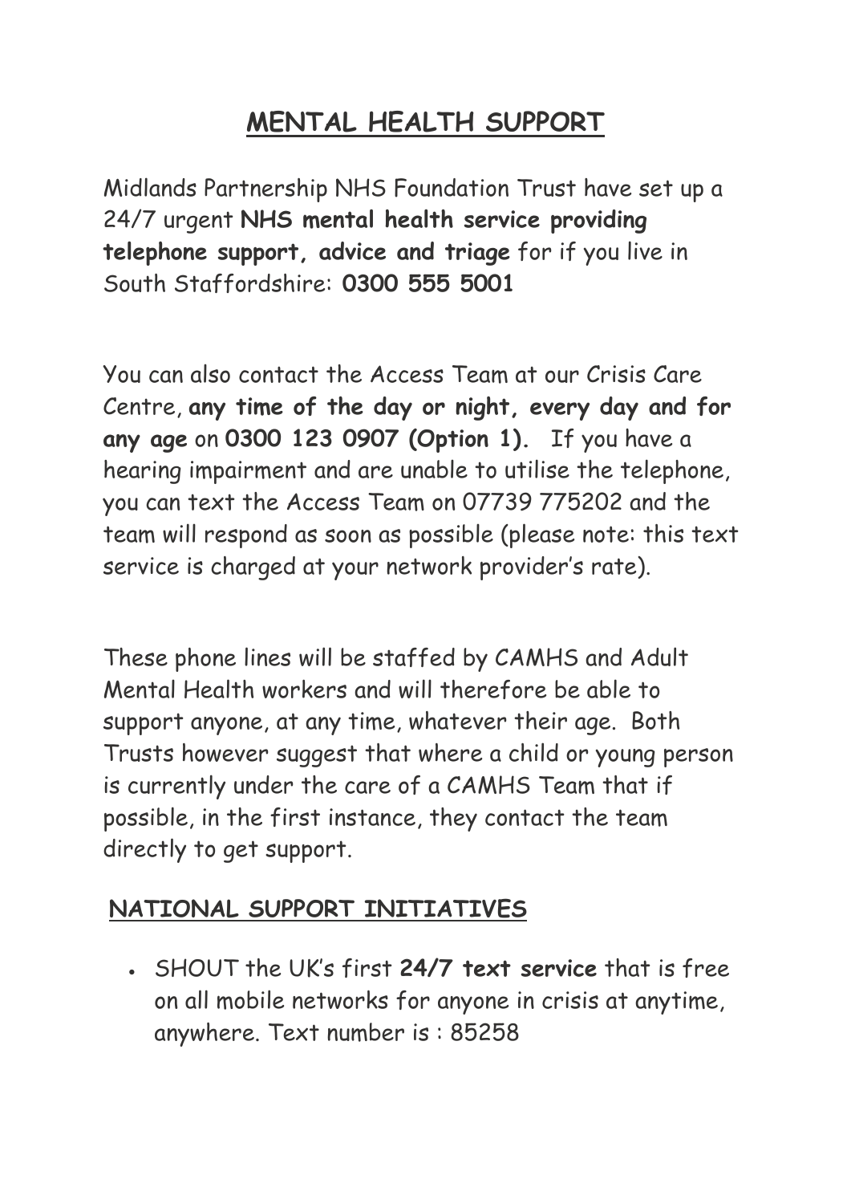# MENTAL HEALTH SUPPORT

Midlands Partnership NHS Foundation Trust have set up a 24/7 urgent **NHS mental health service providing telephone support, advice and triage** for if you live in South Staffordshire: **0300 555 5001**

You can also contact the Access Team at our Crisis Care Centre, **any time of the day or night, every day and for any age** on **0300 123 0907 (Option 1).** If you have a hearing impairment and are unable to utilise the telephone, you can text the Access Team on 07739 775202 and the team will respond as soon as possible (please note: this text service is charged at your network provider's rate).

These phone lines will be staffed by CAMHS and Adult Mental Health workers and will therefore be able to support anyone, at any time, whatever their age. Both Trusts however suggest that where a child or young person is currently under the care of a CAMHS Team that if possible, in the first instance, they contact the team directly to get support.

## NATIONAL SUPPORT INITIATIVES

- SHOUT the UK's first **24/7 text service** that is free on all mobile networks for anyone in crisis at anytime, anywhere. Text number is : 85258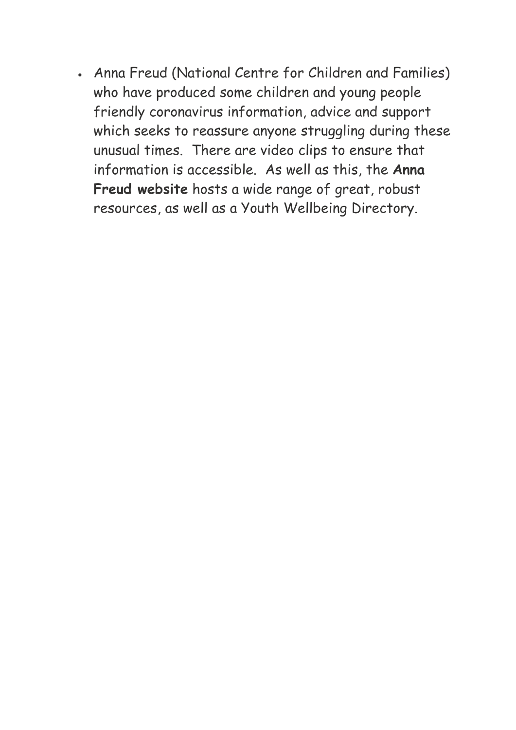- Anna Freud (National Centre for Children and Families) who have produced some children and young people friendly coronavirus information, advice and support which seeks to reassure anyone struggling during these unusual times.  There are video clips to ensure that information is accessible.  As well as this, the **Anna Freud website** hosts a wide range of great, robust resources, as well as a Youth Wellbeing Directory.